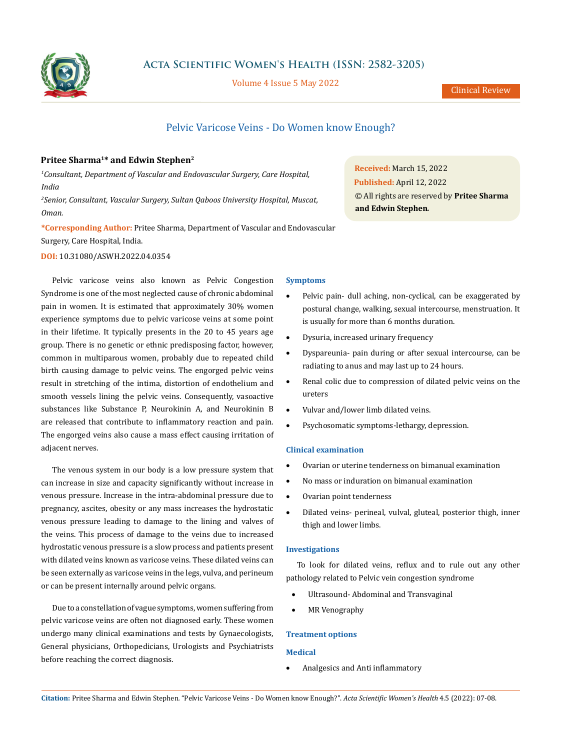# Pelvic Varicose Veins - Do Women know Enough?

**Pritee Sharma[1]* and Edwin Stephen[2]**

*[1]Consultant, Department of Vascular and Endovascular Surgery, Care Hospital, India*

*[2]Senior, Consultant, Vascular Surgery, Sultan Qaboos University Hospital, Muscat, Oman.*

***Corresponding Author:** Pritee Sharma, Department of Vascular and Endovascular Surgery, Care Hospital, India.

**DOI:** 10.31080/ASWH.2022.04.0354

**Received:** March 15, 2022
**Published:** April 12, 2022
© All rights are reserved by **Pritee Sharma and Edwin Stephen.**

Pelvic varicose veins also known as Pelvic Congestion Syndrome is one of the most neglected cause of chronic abdominal pain in women. It is estimated that approximately 30% women experience symptoms due to pelvic varicose veins at some point in their lifetime. It typically presents in the 20 to 45 years age group. There is no genetic or ethnic predisposing factor, however, common in multiparous women, probably due to repeated child birth causing damage to pelvic veins. The engorged pelvic veins result in stretching of the intima, distortion of endothelium and smooth vessels lining the pelvic veins. Consequently, vasoactive substances like Substance P, Neurokinin A, and Neurokinin B are released that contribute to inflammatory reaction and pain. The engorged veins also cause a mass effect causing irritation of adjacent nerves.

The venous system in our body is a low pressure system that can increase in size and capacity significantly without increase in venous pressure. Increase in the intra-abdominal pressure due to pregnancy, ascites, obesity or any mass increases the hydrostatic venous pressure leading to damage to the lining and valves of the veins. This process of damage to the veins due to increased hydrostatic venous pressure is a slow process and patients present with dilated veins known as varicose veins. These dilated veins can be seen externally as varicose veins in the legs, vulva, and perineum or can be present internally around pelvic organs.

Due to a constellation of vague symptoms, women suffering from pelvic varicose veins are often not diagnosed early. These women undergo many clinical examinations and tests by Gynaecologists, General physicians, Orthopedicians, Urologists and Psychiatrists before reaching the correct diagnosis.

### Symptoms

- Pelvic pain- dull aching, non-cyclical, can be exaggerated by postural change, walking, sexual intercourse, menstruation. It is usually for more than 6 months duration.
- Dysuria, increased urinary frequency
- Dyspareunia- pain during or after sexual intercourse, can be radiating to anus and may last up to 24 hours.
- Renal colic due to compression of dilated pelvic veins on the ureters
- Vulvar and/lower limb dilated veins.
- Psychosomatic symptoms-lethargy, depression.

### Clinical examination

- Ovarian or uterine tenderness on bimanual examination
- No mass or induration on bimanual examination
- Ovarian point tenderness
- Dilated veins- perineal, vulval, gluteal, posterior thigh, inner thigh and lower limbs.

### Investigations

To look for dilated veins, reflux and to rule out any other pathology related to Pelvic vein congestion syndrome

- Ultrasound- Abdominal and Transvaginal
- MR Venography

### Treatment options

### Medical

- Analgesics and Anti inflammatory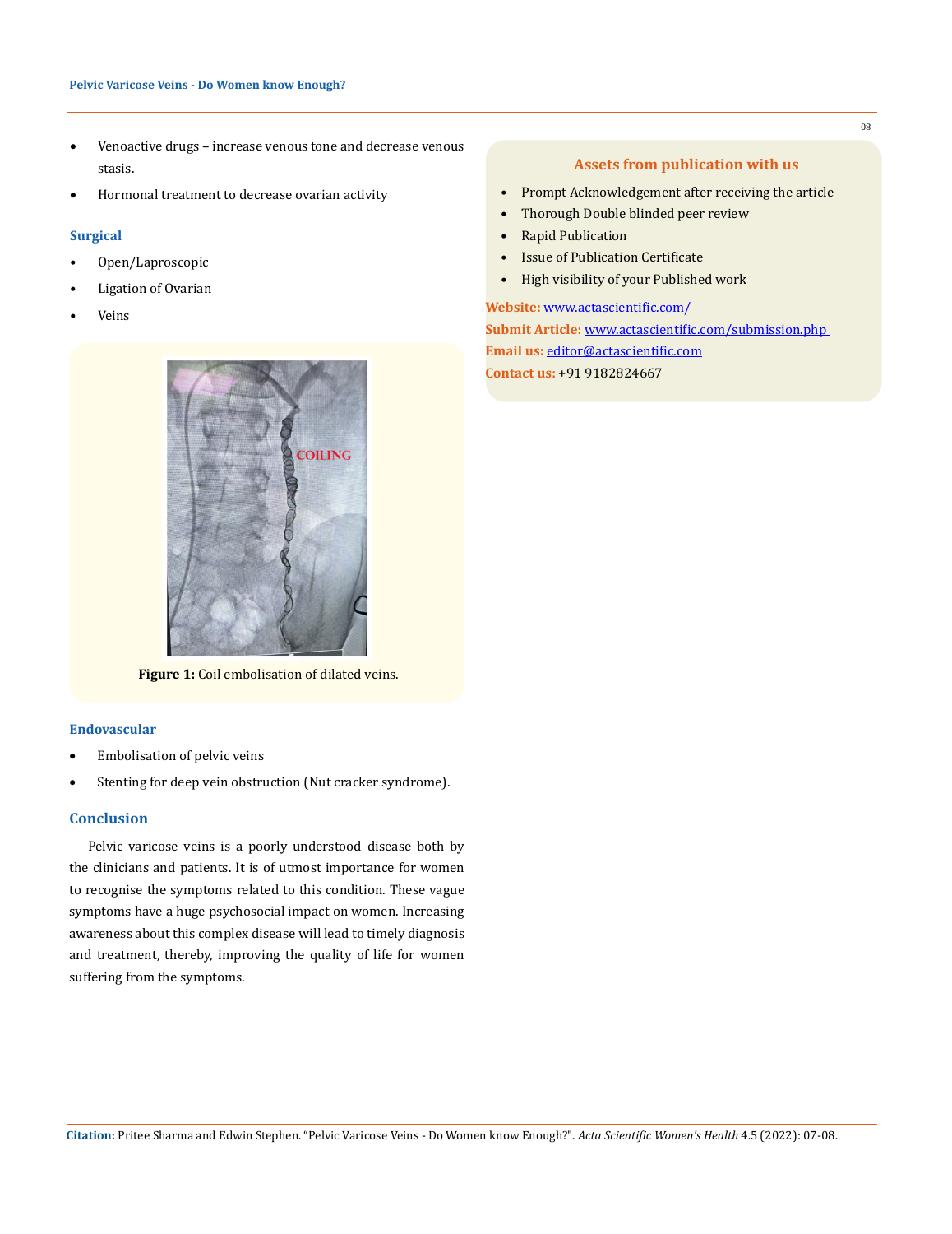- Venoactive drugs – increase venous tone and decrease venous stasis.
- Hormonal treatment to decrease ovarian activity

### Surgical

- Open/Laproscopic
- Ligation of Ovarian
- Veins

**Figure 1:** Coil embolisation of dilated veins.

### Endovascular

- Embolisation of pelvic veins
- Stenting for deep vein obstruction (Nut cracker syndrome).

## Conclusion

Pelvic varicose veins is a poorly understood disease both by the clinicians and patients. It is of utmost importance for women to recognise the symptoms related to this condition. These vague symptoms have a huge psychosocial impact on women. Increasing awareness about this complex disease will lead to timely diagnosis and treatment, thereby, improving the quality of life for women suffering from the symptoms.

### Assets from publication with us

- Prompt Acknowledgement after receiving the article
- Thorough Double blinded peer review
- Rapid Publication
- Issue of Publication Certificate
- High visibility of your Published work

**Website:** www.actascientific.com/
**Submit Article:** www.actascientific.com/submission.php
**Email us:** editor@actascientific.com
**Contact us:** +91 9182824667

**Citation:** Pritee Sharma and Edwin Stephen. "Pelvic Varicose Veins - Do Women know Enough?". *Acta Scientific Women's Health* 4.5 (2022): 07-08.